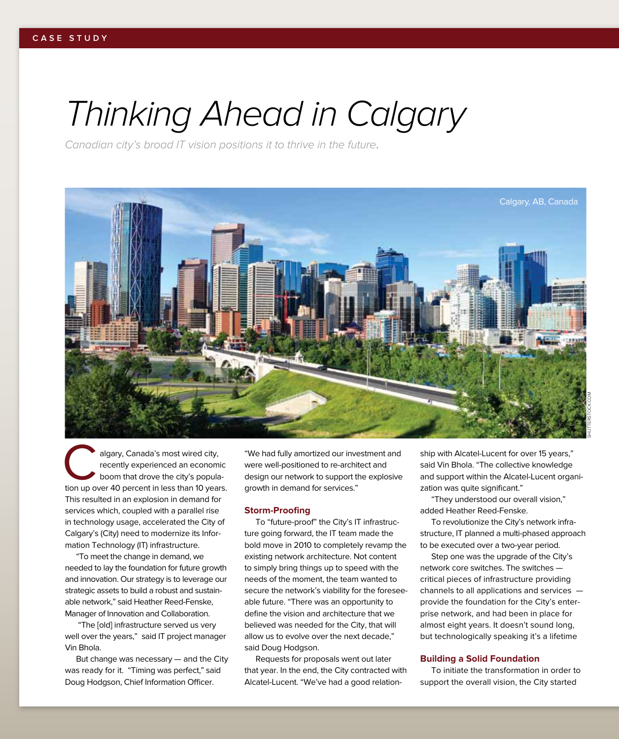CASE STUDY

# Thinking Ahead in Calgary

*Canadian city's broad IT vision positions it to thrive in the future.*

Calgary, AB, Canada

Calgary, Canada's most wired city, recently experienced an economic boom that drove the city's population up over 40 percent in less than 10 years. This resulted in an explosion in demand for services which, coupled with a parallel rise in technology usage, accelerated the City of Calgary's (City) need to modernize its Information Technology (IT) infrastructure.

"To meet the change in demand, we needed to lay the foundation for future growth and innovation. Our strategy is to leverage our strategic assets to build a robust and sustainable network," said Heather Reed-Fenske, Manager of Innovation and Collaboration.

"The [old] infrastructure served us very well over the years," said IT project manager Vin Bhola.

But change was necessary — and the City was ready for it. "Timing was perfect," said Doug Hodgson, Chief Information Officer. "We had fully amortized our investment and were well-positioned to re-architect and design our network to support the explosive growth in demand for services."

## Storm-Proofing

To "future-proof" the City's IT infrastructure going forward, the IT team made the bold move in 2010 to completely revamp the existing network architecture. Not content to simply bring things up to speed with the needs of the moment, the team wanted to secure the network's viability for the foreseeable future. "There was an opportunity to define the vision and architecture that we believed was needed for the City, that will allow us to evolve over the next decade," said Doug Hodgson.

Requests for proposals went out later that year. In the end, the City contracted with Alcatel-Lucent. "We've had a good relationship with Alcatel-Lucent for over 15 years," said Vin Bhola. "The collective knowledge and support within the Alcatel-Lucent organization was quite significant."

"They understood our overall vision," added Heather Reed-Fenske.

To revolutionize the City's network infrastructure, IT planned a multi-phased approach to be executed over a two-year period.

Step one was the upgrade of the City's network core switches. The switches — critical pieces of infrastructure providing channels to all applications and services — provide the foundation for the City's enterprise network, and had been in place for almost eight years. It doesn't sound long, but technologically speaking it's a lifetime

## Building a Solid Foundation

To initiate the transformation in order to support the overall vision, the City started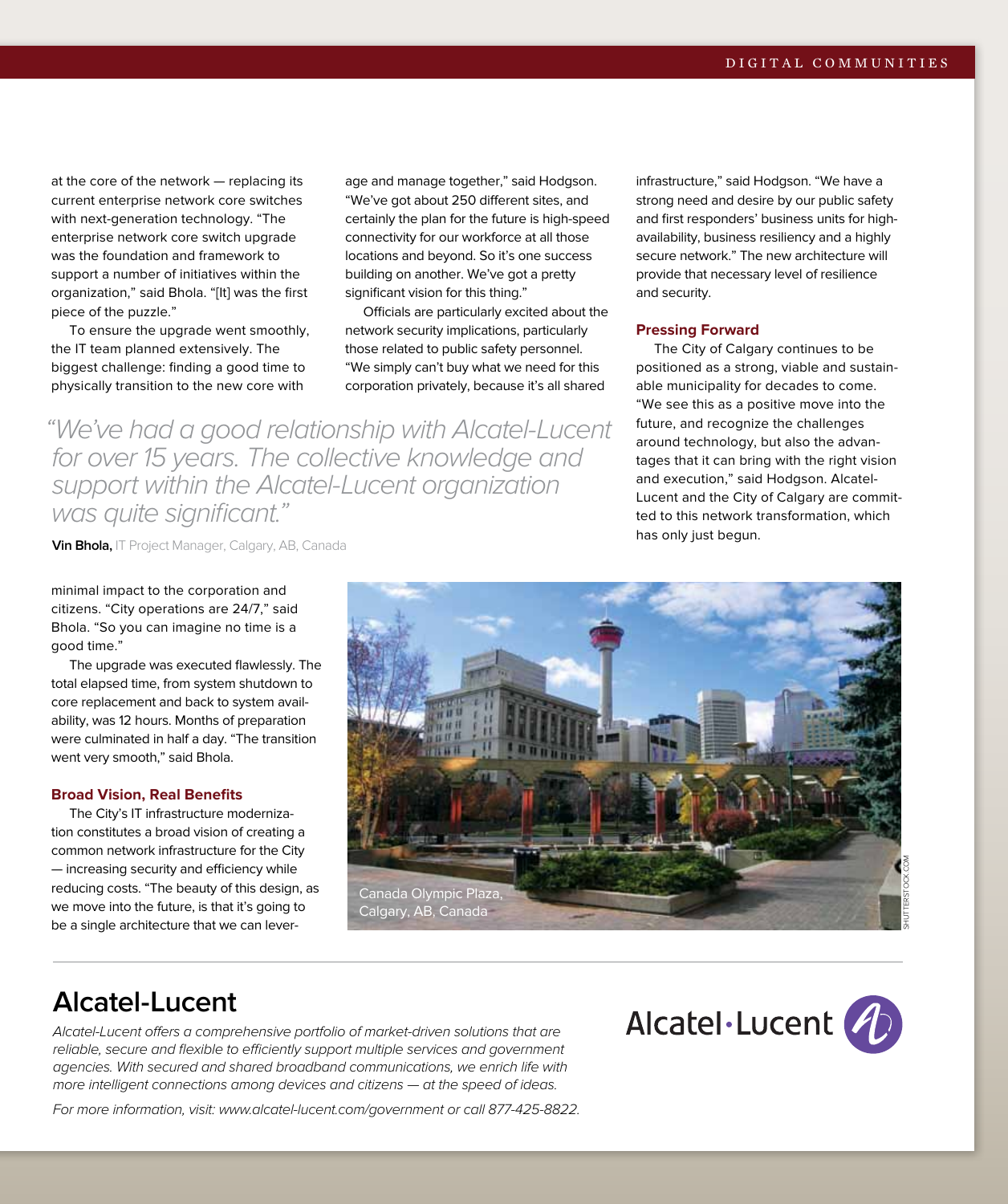at the core of the network — replacing its current enterprise network core switches with next-generation technology. "The enterprise network core switch upgrade was the foundation and framework to support a number of initiatives within the organization," said Bhola. "[It] was the first piece of the puzzle."

To ensure the upgrade went smoothly, the IT team planned extensively. The biggest challenge: finding a good time to physically transition to the new core with minimal impact to the corporation and citizens. "City operations are 24/7," said Bhola. "So you can imagine no time is a good time."

The upgrade was executed flawlessly. The total elapsed time, from system shutdown to core replacement and back to system availability, was 12 hours. Months of preparation were culminated in half a day. "The transition went very smooth," said Bhola.

> *"We've had a good relationship with Alcatel-Lucent for over 15 years. The collective knowledge and support within the Alcatel-Lucent organization was quite significant."*
>
> **Vin Bhola,** IT Project Manager, Calgary, AB, Canada

### Broad Vision, Real Benefits

The City's IT infrastructure modernization constitutes a broad vision of creating a common network infrastructure for the City — increasing security and efficiency while reducing costs. "The beauty of this design, as we move into the future, is that it's going to be a single architecture that we can leverage and manage together," said Hodgson. "We've got about 250 different sites, and certainly the plan for the future is high-speed connectivity for our workforce at all those locations and beyond. So it's one success building on another. We've got a pretty significant vision for this thing."

Officials are particularly excited about the network security implications, particularly those related to public safety personnel. "We simply can't buy what we need for this corporation privately, because it's all shared infrastructure," said Hodgson. "We have a strong need and desire by our public safety and first responders' business units for high-availability, business resiliency and a highly secure network." The new architecture will provide that necessary level of resilience and security.

### Pressing Forward

The City of Calgary continues to be positioned as a strong, viable and sustainable municipality for decades to come. "We see this as a positive move into the future, and recognize the challenges around technology, but also the advantages that it can bring with the right vision and execution," said Hodgson. Alcatel-Lucent and the City of Calgary are committed to this network transformation, which has only just begun.

Canada Olympic Plaza, Calgary, AB, Canada

SHUTTERSTOCK.COM

## Alcatel-Lucent

*Alcatel-Lucent offers a comprehensive portfolio of market-driven solutions that are reliable, secure and flexible to efficiently support multiple services and government agencies. With secured and shared broadband communications, we enrich life with more intelligent connections among devices and citizens — at the speed of ideas.*

*For more information, visit: www.alcatel-lucent.com/government or call 877-425-8822.*

Alcatel·Lucent